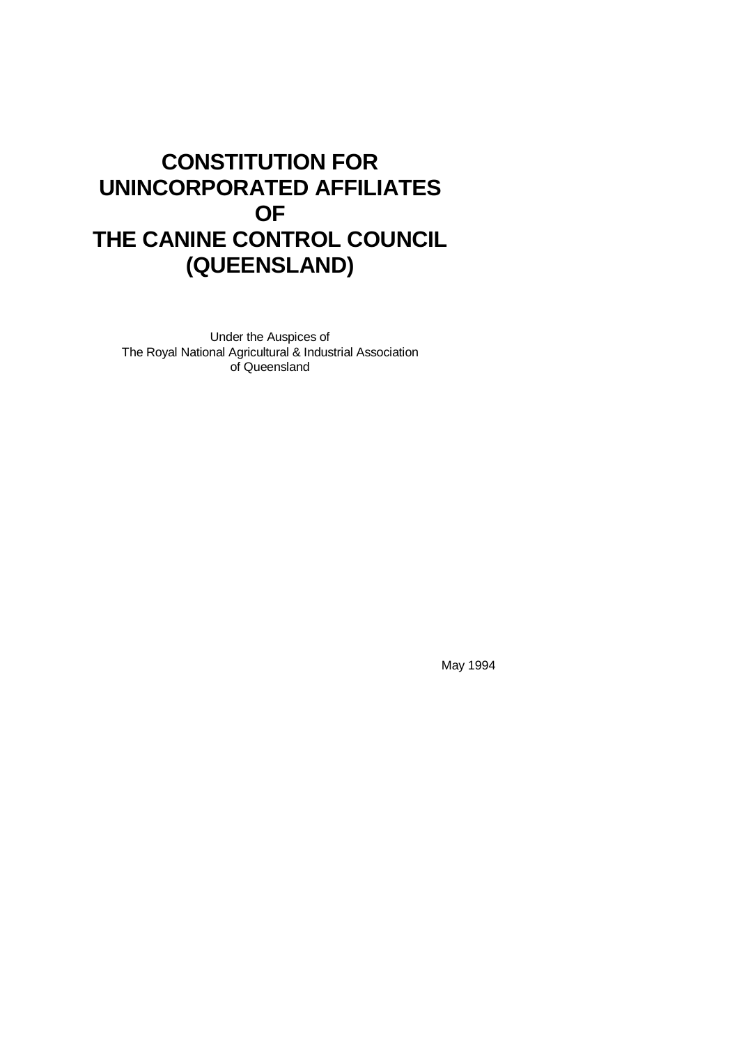# CONSTITUTION FOR UNINCORPORATED AFFILIATES OF THE CANINE CONTROL COUNCIL (QUEENSLAND)

Under the Auspices of
The Royal National Agricultural & Industrial Association
of Queensland

May 1994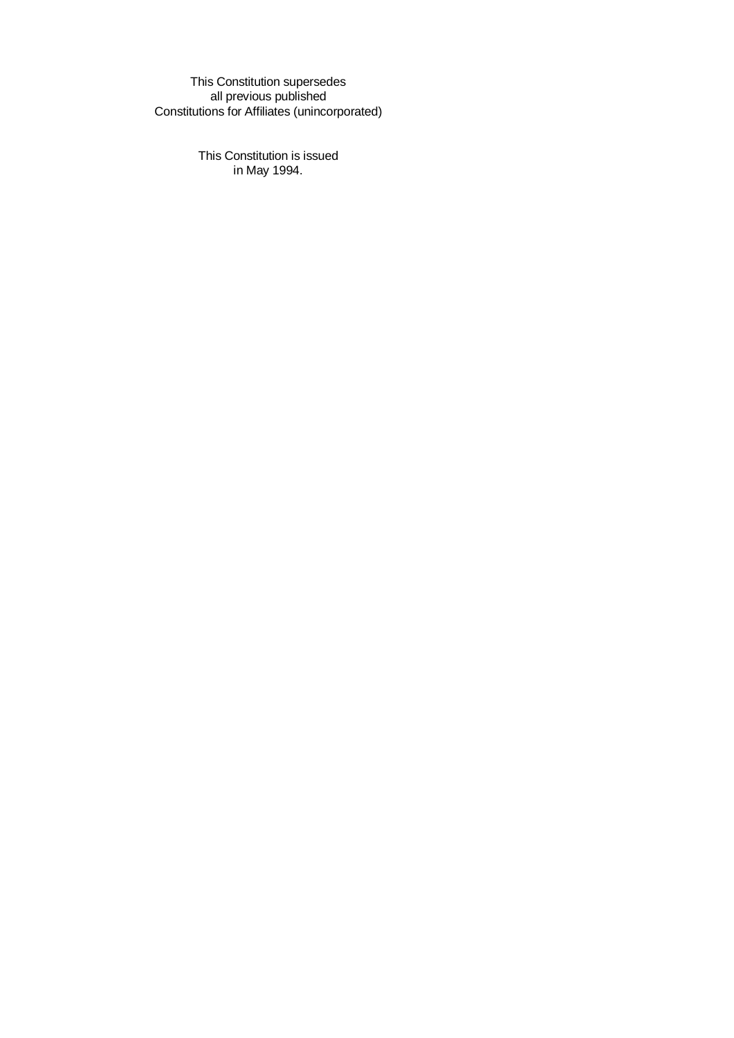This Constitution supersedes
all previous published
Constitutions for Affiliates (unincorporated)

This Constitution is issued
in May 1994.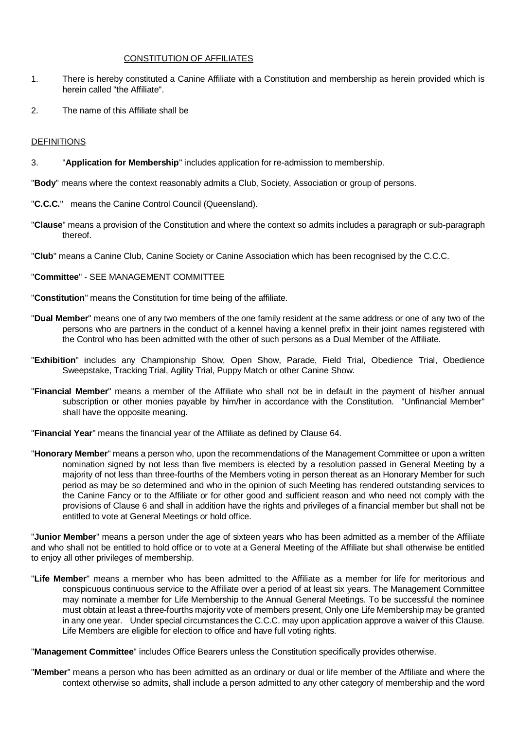CONSTITUTION OF AFFILIATES

1. There is hereby constituted a Canine Affiliate with a Constitution and membership as herein provided which is herein called "the Affiliate".

2. The name of this Affiliate shall be

DEFINITIONS

3. "**Application for Membership**" includes application for re-admission to membership.

"**Body**" means where the context reasonably admits a Club, Society, Association or group of persons.

"**C.C.C.**" means the Canine Control Council (Queensland).

"**Clause**" means a provision of the Constitution and where the context so admits includes a paragraph or sub-paragraph thereof.

"**Club**" means a Canine Club, Canine Society or Canine Association which has been recognised by the C.C.C.

"**Committee**" - SEE MANAGEMENT COMMITTEE

"**Constitution**" means the Constitution for time being of the affiliate.

"**Dual Member**" means one of any two members of the one family resident at the same address or one of any two of the persons who are partners in the conduct of a kennel having a kennel prefix in their joint names registered with the Control who has been admitted with the other of such persons as a Dual Member of the Affiliate.

"**Exhibition**" includes any Championship Show, Open Show, Parade, Field Trial, Obedience Trial, Obedience Sweepstake, Tracking Trial, Agility Trial, Puppy Match or other Canine Show.

"**Financial Member**" means a member of the Affiliate who shall not be in default in the payment of his/her annual subscription or other monies payable by him/her in accordance with the Constitution. "Unfinancial Member" shall have the opposite meaning.

"**Financial Year**" means the financial year of the Affiliate as defined by Clause 64.

"**Honorary Member**" means a person who, upon the recommendations of the Management Committee or upon a written nomination signed by not less than five members is elected by a resolution passed in General Meeting by a majority of not less than three-fourths of the Members voting in person thereat as an Honorary Member for such period as may be so determined and who in the opinion of such Meeting has rendered outstanding services to the Canine Fancy or to the Affiliate or for other good and sufficient reason and who need not comply with the provisions of Clause 6 and shall in addition have the rights and privileges of a financial member but shall not be entitled to vote at General Meetings or hold office.

"**Junior Member**" means a person under the age of sixteen years who has been admitted as a member of the Affiliate and who shall not be entitled to hold office or to vote at a General Meeting of the Affiliate but shall otherwise be entitled to enjoy all other privileges of membership.

"**Life Member**" means a member who has been admitted to the Affiliate as a member for life for meritorious and conspicuous continuous service to the Affiliate over a period of at least six years. The Management Committee may nominate a member for Life Membership to the Annual General Meetings. To be successful the nominee must obtain at least a three-fourths majority vote of members present, Only one Life Membership may be granted in any one year. Under special circumstances the C.C.C. may upon application approve a waiver of this Clause. Life Members are eligible for election to office and have full voting rights.

"**Management Committee**" includes Office Bearers unless the Constitution specifically provides otherwise.

"**Member**" means a person who has been admitted as an ordinary or dual or life member of the Affiliate and where the context otherwise so admits, shall include a person admitted to any other category of membership and the word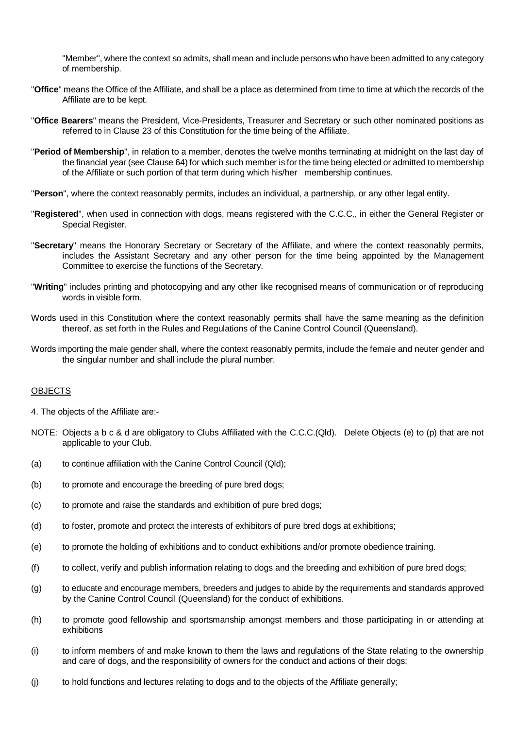"Member", where the context so admits, shall mean and include persons who have been admitted to any category of membership.

"**Office**" means the Office of the Affiliate, and shall be a place as determined from time to time at which the records of the Affiliate are to be kept.

"**Office Bearers**" means the President, Vice-Presidents, Treasurer and Secretary or such other nominated positions as referred to in Clause 23 of this Constitution for the time being of the Affiliate.

"**Period of Membership**", in relation to a member, denotes the twelve months terminating at midnight on the last day of the financial year (see Clause 64) for which such member is for the time being elected or admitted to membership of the Affiliate or such portion of that term during which his/her membership continues.

"**Person**", where the context reasonably permits, includes an individual, a partnership, or any other legal entity.

"**Registered**", when used in connection with dogs, means registered with the C.C.C., in either the General Register or Special Register.

"**Secretary**" means the Honorary Secretary or Secretary of the Affiliate, and where the context reasonably permits, includes the Assistant Secretary and any other person for the time being appointed by the Management Committee to exercise the functions of the Secretary.

"**Writing**" includes printing and photocopying and any other like recognised means of communication or of reproducing words in visible form.

Words used in this Constitution where the context reasonably permits shall have the same meaning as the definition thereof, as set forth in the Rules and Regulations of the Canine Control Council (Queensland).

Words importing the male gender shall, where the context reasonably permits, include the female and neuter gender and the singular number and shall include the plural number.

## OBJECTS

4. The objects of the Affiliate are:-

NOTE: Objects a b c & d are obligatory to Clubs Affiliated with the C.C.C.(Qld). Delete Objects (e) to (p) that are not applicable to your Club.

(a) to continue affiliation with the Canine Control Council (Qld);

(b) to promote and encourage the breeding of pure bred dogs;

(c) to promote and raise the standards and exhibition of pure bred dogs;

(d) to foster, promote and protect the interests of exhibitors of pure bred dogs at exhibitions;

(e) to promote the holding of exhibitions and to conduct exhibitions and/or promote obedience training.

(f) to collect, verify and publish information relating to dogs and the breeding and exhibition of pure bred dogs;

(g) to educate and encourage members, breeders and judges to abide by the requirements and standards approved by the Canine Control Council (Queensland) for the conduct of exhibitions.

(h) to promote good fellowship and sportsmanship amongst members and those participating in or attending at exhibitions

(i) to inform members of and make known to them the laws and regulations of the State relating to the ownership and care of dogs, and the responsibility of owners for the conduct and actions of their dogs;

(j) to hold functions and lectures relating to dogs and to the objects of the Affiliate generally;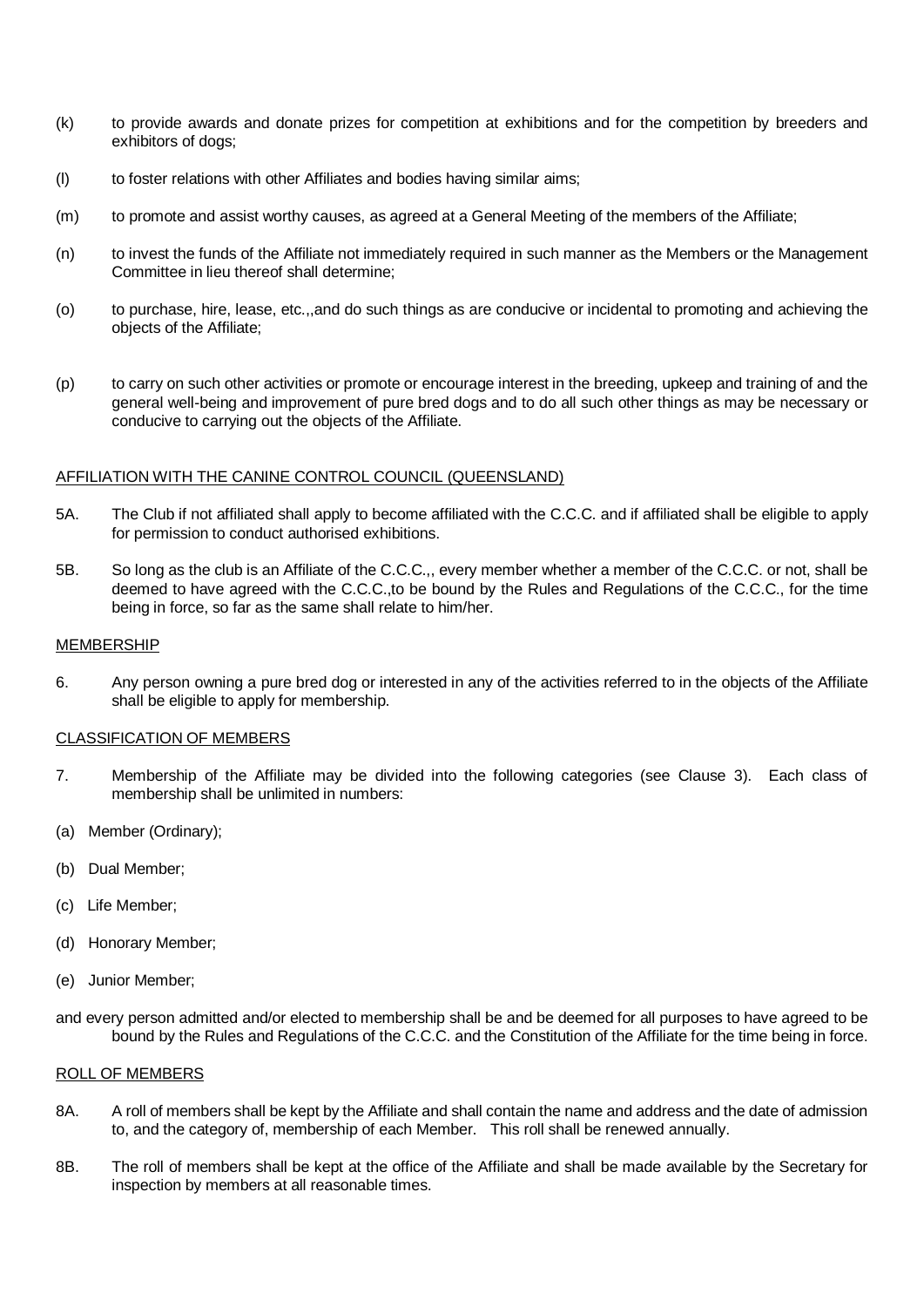(k) to provide awards and donate prizes for competition at exhibitions and for the competition by breeders and exhibitors of dogs;

(l) to foster relations with other Affiliates and bodies having similar aims;

(m) to promote and assist worthy causes, as agreed at a General Meeting of the members of the Affiliate;

(n) to invest the funds of the Affiliate not immediately required in such manner as the Members or the Management Committee in lieu thereof shall determine;

(o) to purchase, hire, lease, etc.,,and do such things as are conducive or incidental to promoting and achieving the objects of the Affiliate;

(p) to carry on such other activities or promote or encourage interest in the breeding, upkeep and training of and the general well-being and improvement of pure bred dogs and to do all such other things as may be necessary or conducive to carrying out the objects of the Affiliate.

<u>AFFILIATION WITH THE CANINE CONTROL COUNCIL (QUEENSLAND)</u>

5A. The Club if not affiliated shall apply to become affiliated with the C.C.C. and if affiliated shall be eligible to apply for permission to conduct authorised exhibitions.

5B. So long as the club is an Affiliate of the C.C.C.,, every member whether a member of the C.C.C. or not, shall be deemed to have agreed with the C.C.C.,to be bound by the Rules and Regulations of the C.C.C., for the time being in force, so far as the same shall relate to him/her.

<u>MEMBERSHIP</u>

6. Any person owning a pure bred dog or interested in any of the activities referred to in the objects of the Affiliate shall be eligible to apply for membership.

<u>CLASSIFICATION OF MEMBERS</u>

7. Membership of the Affiliate may be divided into the following categories (see Clause 3). Each class of membership shall be unlimited in numbers:

(a) Member (Ordinary);

(b) Dual Member;

(c) Life Member;

(d) Honorary Member;

(e) Junior Member;

and every person admitted and/or elected to membership shall be and be deemed for all purposes to have agreed to be bound by the Rules and Regulations of the C.C.C. and the Constitution of the Affiliate for the time being in force.

<u>ROLL OF MEMBERS</u>

8A. A roll of members shall be kept by the Affiliate and shall contain the name and address and the date of admission to, and the category of, membership of each Member. This roll shall be renewed annually.

8B. The roll of members shall be kept at the office of the Affiliate and shall be made available by the Secretary for inspection by members at all reasonable times.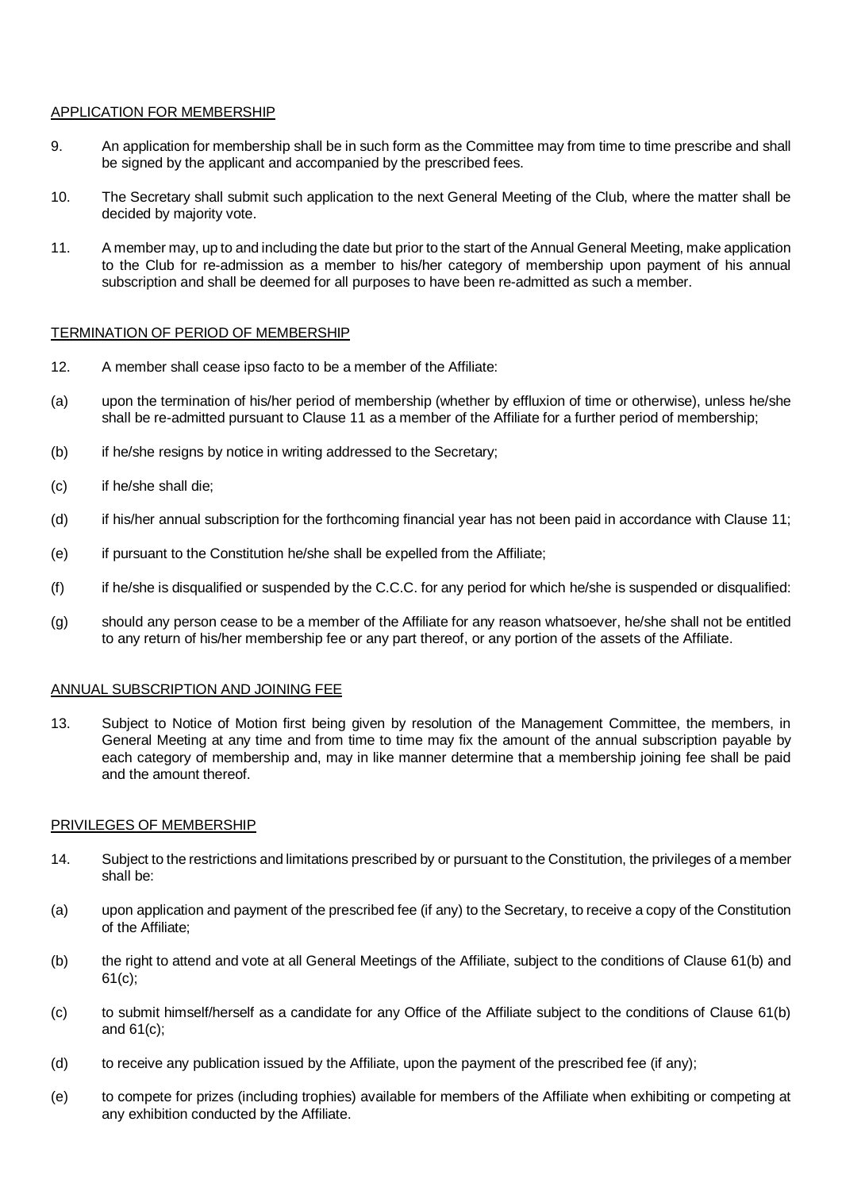## APPLICATION FOR MEMBERSHIP

9. An application for membership shall be in such form as the Committee may from time to time prescribe and shall be signed by the applicant and accompanied by the prescribed fees.

10. The Secretary shall submit such application to the next General Meeting of the Club, where the matter shall be decided by majority vote.

11. A member may, up to and including the date but prior to the start of the Annual General Meeting, make application to the Club for re-admission as a member to his/her category of membership upon payment of his annual subscription and shall be deemed for all purposes to have been re-admitted as such a member.

## TERMINATION OF PERIOD OF MEMBERSHIP

12. A member shall cease ipso facto to be a member of the Affiliate:

(a) upon the termination of his/her period of membership (whether by effluxion of time or otherwise), unless he/she shall be re-admitted pursuant to Clause 11 as a member of the Affiliate for a further period of membership;

(b) if he/she resigns by notice in writing addressed to the Secretary;

(c) if he/she shall die;

(d) if his/her annual subscription for the forthcoming financial year has not been paid in accordance with Clause 11;

(e) if pursuant to the Constitution he/she shall be expelled from the Affiliate;

(f) if he/she is disqualified or suspended by the C.C.C. for any period for which he/she is suspended or disqualified:

(g) should any person cease to be a member of the Affiliate for any reason whatsoever, he/she shall not be entitled to any return of his/her membership fee or any part thereof, or any portion of the assets of the Affiliate.

## ANNUAL SUBSCRIPTION AND JOINING FEE

13. Subject to Notice of Motion first being given by resolution of the Management Committee, the members, in General Meeting at any time and from time to time may fix the amount of the annual subscription payable by each category of membership and, may in like manner determine that a membership joining fee shall be paid and the amount thereof.

## PRIVILEGES OF MEMBERSHIP

14. Subject to the restrictions and limitations prescribed by or pursuant to the Constitution, the privileges of a member shall be:

(a) upon application and payment of the prescribed fee (if any) to the Secretary, to receive a copy of the Constitution of the Affiliate;

(b) the right to attend and vote at all General Meetings of the Affiliate, subject to the conditions of Clause 61(b) and 61(c);

(c) to submit himself/herself as a candidate for any Office of the Affiliate subject to the conditions of Clause 61(b) and 61(c);

(d) to receive any publication issued by the Affiliate, upon the payment of the prescribed fee (if any);

(e) to compete for prizes (including trophies) available for members of the Affiliate when exhibiting or competing at any exhibition conducted by the Affiliate.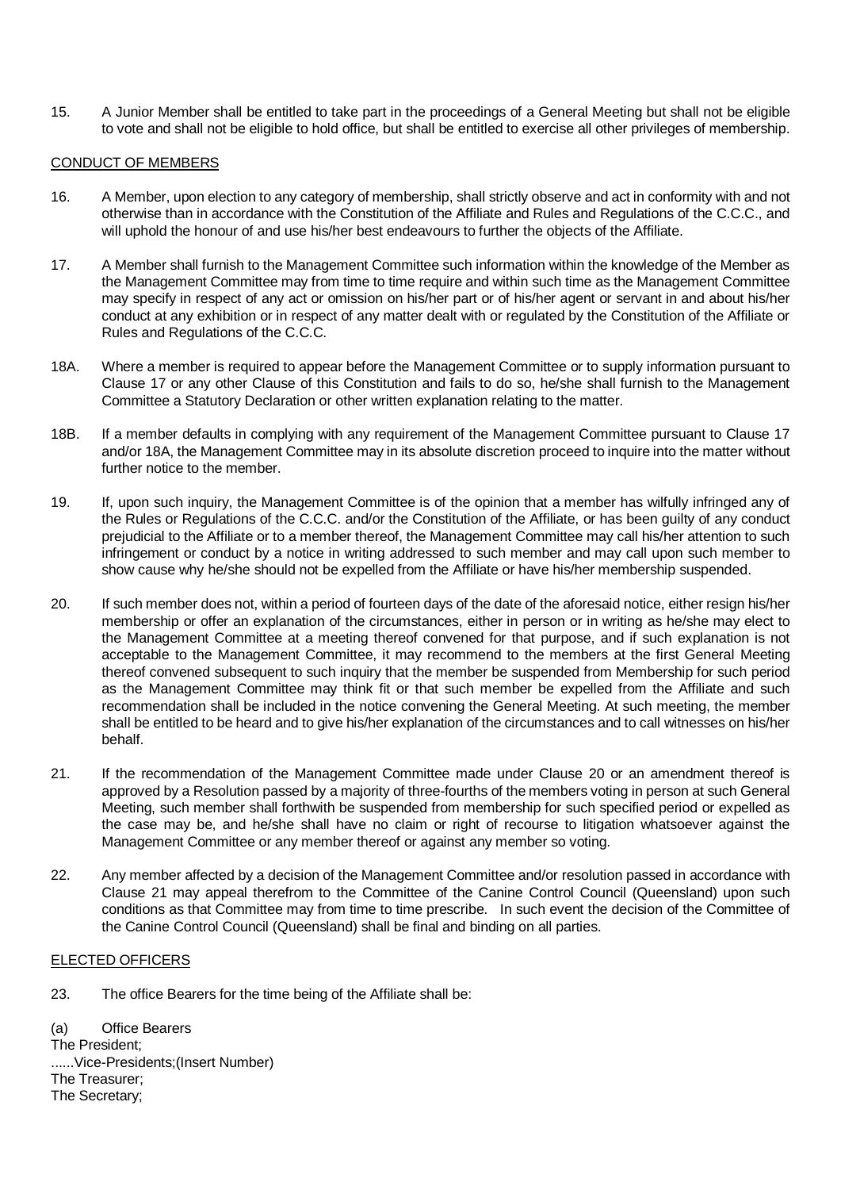15. A Junior Member shall be entitled to take part in the proceedings of a General Meeting but shall not be eligible to vote and shall not be eligible to hold office, but shall be entitled to exercise all other privileges of membership.

<u>CONDUCT OF MEMBERS</u>

16. A Member, upon election to any category of membership, shall strictly observe and act in conformity with and not otherwise than in accordance with the Constitution of the Affiliate and Rules and Regulations of the C.C.C., and will uphold the honour of and use his/her best endeavours to further the objects of the Affiliate.

17. A Member shall furnish to the Management Committee such information within the knowledge of the Member as the Management Committee may from time to time require and within such time as the Management Committee may specify in respect of any act or omission on his/her part or of his/her agent or servant in and about his/her conduct at any exhibition or in respect of any matter dealt with or regulated by the Constitution of the Affiliate or Rules and Regulations of the C.C.C.

18A. Where a member is required to appear before the Management Committee or to supply information pursuant to Clause 17 or any other Clause of this Constitution and fails to do so, he/she shall furnish to the Management Committee a Statutory Declaration or other written explanation relating to the matter.

18B. If a member defaults in complying with any requirement of the Management Committee pursuant to Clause 17 and/or 18A, the Management Committee may in its absolute discretion proceed to inquire into the matter without further notice to the member.

19. If, upon such inquiry, the Management Committee is of the opinion that a member has wilfully infringed any of the Rules or Regulations of the C.C.C. and/or the Constitution of the Affiliate, or has been guilty of any conduct prejudicial to the Affiliate or to a member thereof, the Management Committee may call his/her attention to such infringement or conduct by a notice in writing addressed to such member and may call upon such member to show cause why he/she should not be expelled from the Affiliate or have his/her membership suspended.

20. If such member does not, within a period of fourteen days of the date of the aforesaid notice, either resign his/her membership or offer an explanation of the circumstances, either in person or in writing as he/she may elect to the Management Committee at a meeting thereof convened for that purpose, and if such explanation is not acceptable to the Management Committee, it may recommend to the members at the first General Meeting thereof convened subsequent to such inquiry that the member be suspended from Membership for such period as the Management Committee may think fit or that such member be expelled from the Affiliate and such recommendation shall be included in the notice convening the General Meeting. At such meeting, the member shall be entitled to be heard and to give his/her explanation of the circumstances and to call witnesses on his/her behalf.

21. If the recommendation of the Management Committee made under Clause 20 or an amendment thereof is approved by a Resolution passed by a majority of three-fourths of the members voting in person at such General Meeting, such member shall forthwith be suspended from membership for such specified period or expelled as the case may be, and he/she shall have no claim or right of recourse to litigation whatsoever against the Management Committee or any member thereof or against any member so voting.

22. Any member affected by a decision of the Management Committee and/or resolution passed in accordance with Clause 21 may appeal therefrom to the Committee of the Canine Control Council (Queensland) upon such conditions as that Committee may from time to time prescribe. In such event the decision of the Committee of the Canine Control Council (Queensland) shall be final and binding on all parties.

<u>ELECTED OFFICERS</u>

23. The office Bearers for the time being of the Affiliate shall be:

(a) Office Bearers
The President;
......Vice-Presidents;(Insert Number)
The Treasurer;
The Secretary;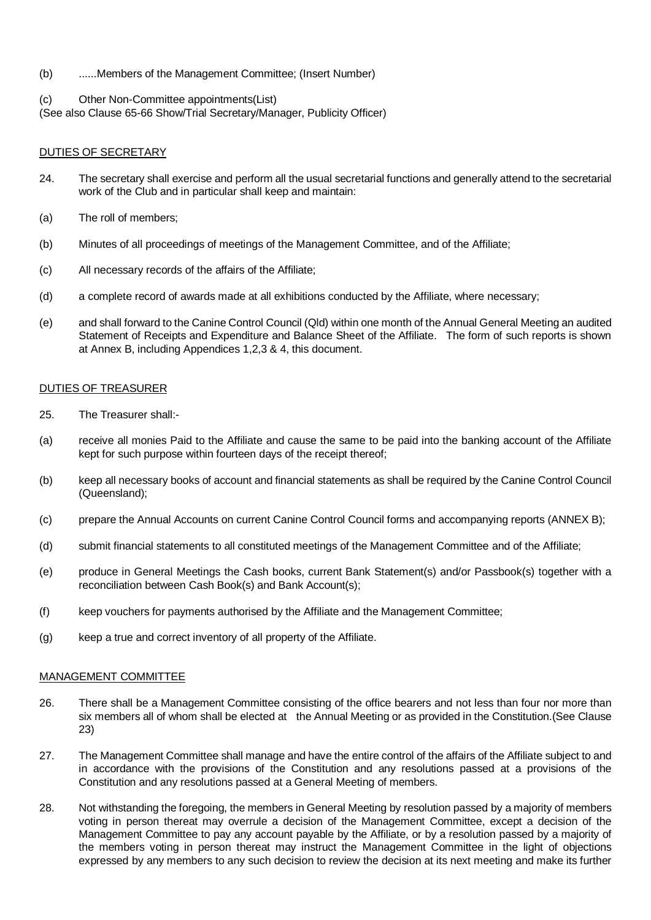(b) ......Members of the Management Committee; (Insert Number)

(c) Other Non-Committee appointments(List)
(See also Clause 65-66 Show/Trial Secretary/Manager, Publicity Officer)

DUTIES OF SECRETARY

24. The secretary shall exercise and perform all the usual secretarial functions and generally attend to the secretarial work of the Club and in particular shall keep and maintain:

(a) The roll of members;

(b) Minutes of all proceedings of meetings of the Management Committee, and of the Affiliate;

(c) All necessary records of the affairs of the Affiliate;

(d) a complete record of awards made at all exhibitions conducted by the Affiliate, where necessary;

(e) and shall forward to the Canine Control Council (Qld) within one month of the Annual General Meeting an audited Statement of Receipts and Expenditure and Balance Sheet of the Affiliate. The form of such reports is shown at Annex B, including Appendices 1,2,3 & 4, this document.

DUTIES OF TREASURER

25. The Treasurer shall:-

(a) receive all monies Paid to the Affiliate and cause the same to be paid into the banking account of the Affiliate kept for such purpose within fourteen days of the receipt thereof;

(b) keep all necessary books of account and financial statements as shall be required by the Canine Control Council (Queensland);

(c) prepare the Annual Accounts on current Canine Control Council forms and accompanying reports (ANNEX B);

(d) submit financial statements to all constituted meetings of the Management Committee and of the Affiliate;

(e) produce in General Meetings the Cash books, current Bank Statement(s) and/or Passbook(s) together with a reconciliation between Cash Book(s) and Bank Account(s);

(f) keep vouchers for payments authorised by the Affiliate and the Management Committee;

(g) keep a true and correct inventory of all property of the Affiliate.

MANAGEMENT COMMITTEE

26. There shall be a Management Committee consisting of the office bearers and not less than four nor more than six members all of whom shall be elected at the Annual Meeting or as provided in the Constitution.(See Clause 23)

27. The Management Committee shall manage and have the entire control of the affairs of the Affiliate subject to and in accordance with the provisions of the Constitution and any resolutions passed at a provisions of the Constitution and any resolutions passed at a General Meeting of members.

28. Not withstanding the foregoing, the members in General Meeting by resolution passed by a majority of members voting in person thereat may overrule a decision of the Management Committee, except a decision of the Management Committee to pay any account payable by the Affiliate, or by a resolution passed by a majority of the members voting in person thereat may instruct the Management Committee in the light of objections expressed by any members to any such decision to review the decision at its next meeting and make its further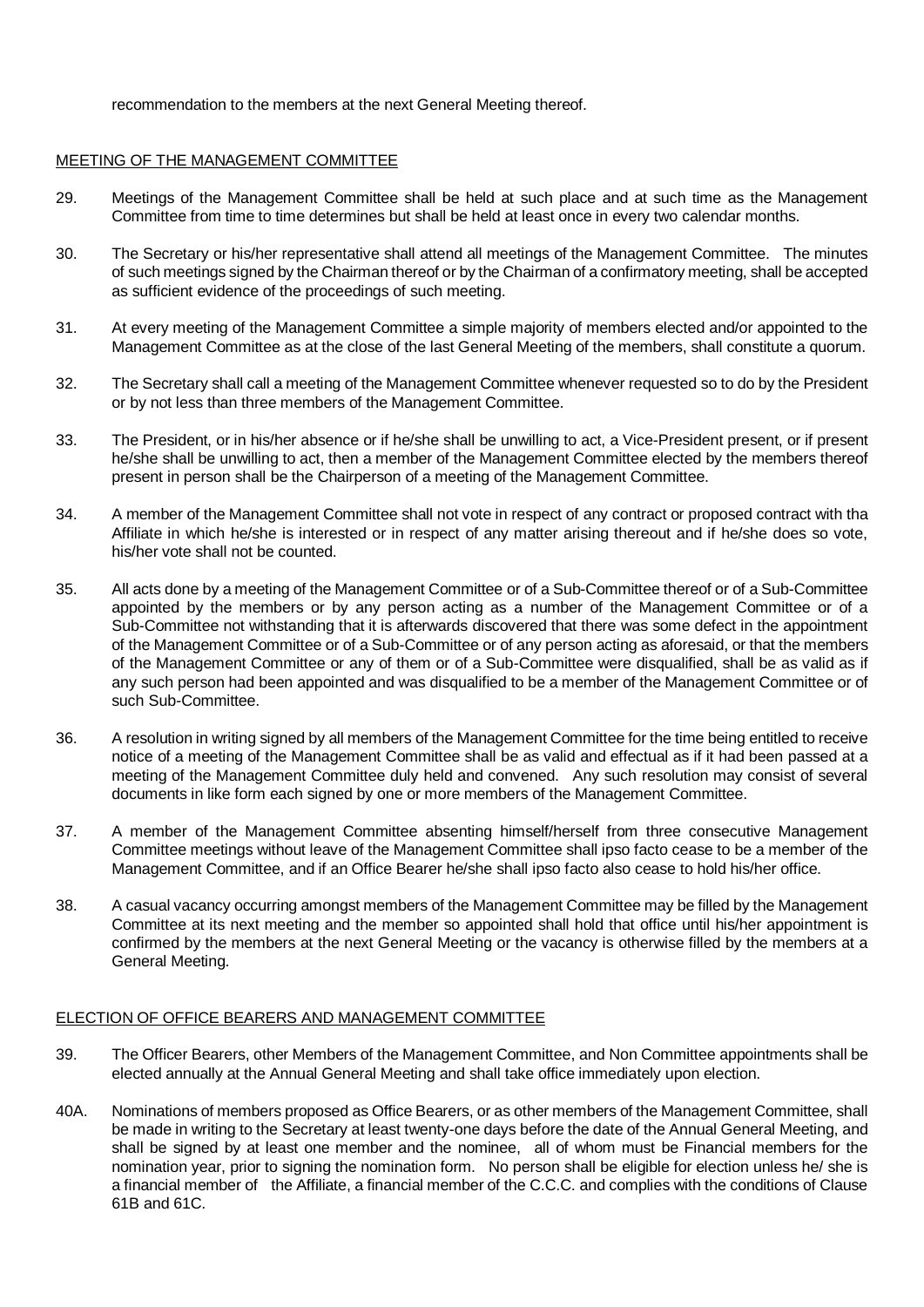recommendation to the members at the next General Meeting thereof.

## MEETING OF THE MANAGEMENT COMMITTEE

29. Meetings of the Management Committee shall be held at such place and at such time as the Management Committee from time to time determines but shall be held at least once in every two calendar months.

30. The Secretary or his/her representative shall attend all meetings of the Management Committee. The minutes of such meetings signed by the Chairman thereof or by the Chairman of a confirmatory meeting, shall be accepted as sufficient evidence of the proceedings of such meeting.

31. At every meeting of the Management Committee a simple majority of members elected and/or appointed to the Management Committee as at the close of the last General Meeting of the members, shall constitute a quorum.

32. The Secretary shall call a meeting of the Management Committee whenever requested so to do by the President or by not less than three members of the Management Committee.

33. The President, or in his/her absence or if he/she shall be unwilling to act, a Vice-President present, or if present he/she shall be unwilling to act, then a member of the Management Committee elected by the members thereof present in person shall be the Chairperson of a meeting of the Management Committee.

34. A member of the Management Committee shall not vote in respect of any contract or proposed contract with tha Affiliate in which he/she is interested or in respect of any matter arising thereout and if he/she does so vote, his/her vote shall not be counted.

35. All acts done by a meeting of the Management Committee or of a Sub-Committee thereof or of a Sub-Committee appointed by the members or by any person acting as a number of the Management Committee or of a Sub-Committee not withstanding that it is afterwards discovered that there was some defect in the appointment of the Management Committee or of a Sub-Committee or of any person acting as aforesaid, or that the members of the Management Committee or any of them or of a Sub-Committee were disqualified, shall be as valid as if any such person had been appointed and was disqualified to be a member of the Management Committee or of such Sub-Committee.

36. A resolution in writing signed by all members of the Management Committee for the time being entitled to receive notice of a meeting of the Management Committee shall be as valid and effectual as if it had been passed at a meeting of the Management Committee duly held and convened. Any such resolution may consist of several documents in like form each signed by one or more members of the Management Committee.

37. A member of the Management Committee absenting himself/herself from three consecutive Management Committee meetings without leave of the Management Committee shall ipso facto cease to be a member of the Management Committee, and if an Office Bearer he/she shall ipso facto also cease to hold his/her office.

38. A casual vacancy occurring amongst members of the Management Committee may be filled by the Management Committee at its next meeting and the member so appointed shall hold that office until his/her appointment is confirmed by the members at the next General Meeting or the vacancy is otherwise filled by the members at a General Meeting.

## ELECTION OF OFFICE BEARERS AND MANAGEMENT COMMITTEE

39. The Officer Bearers, other Members of the Management Committee, and Non Committee appointments shall be elected annually at the Annual General Meeting and shall take office immediately upon election.

40A. Nominations of members proposed as Office Bearers, or as other members of the Management Committee, shall be made in writing to the Secretary at least twenty-one days before the date of the Annual General Meeting, and shall be signed by at least one member and the nominee, all of whom must be Financial members for the nomination year, prior to signing the nomination form. No person shall be eligible for election unless he/ she is a financial member of the Affiliate, a financial member of the C.C.C. and complies with the conditions of Clause 61B and 61C.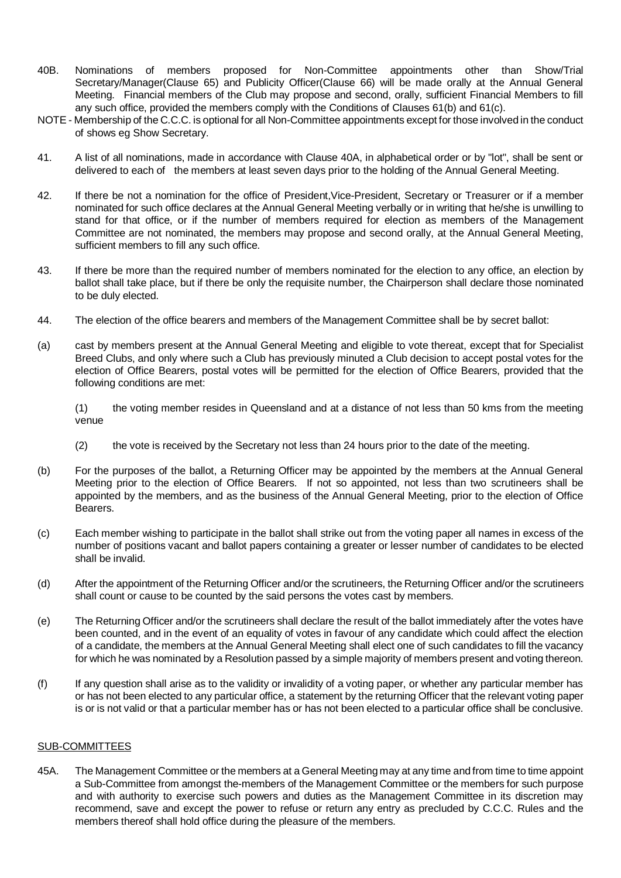40B. Nominations of members proposed for Non-Committee appointments other than Show/Trial Secretary/Manager(Clause 65) and Publicity Officer(Clause 66) will be made orally at the Annual General Meeting. Financial members of the Club may propose and second, orally, sufficient Financial Members to fill any such office, provided the members comply with the Conditions of Clauses 61(b) and 61(c).

NOTE - Membership of the C.C.C. is optional for all Non-Committee appointments except for those involved in the conduct of shows eg Show Secretary.

41. A list of all nominations, made in accordance with Clause 40A, in alphabetical order or by "lot", shall be sent or delivered to each of the members at least seven days prior to the holding of the Annual General Meeting.

42. If there be not a nomination for the office of President,Vice-President, Secretary or Treasurer or if a member nominated for such office declares at the Annual General Meeting verbally or in writing that he/she is unwilling to stand for that office, or if the number of members required for election as members of the Management Committee are not nominated, the members may propose and second orally, at the Annual General Meeting, sufficient members to fill any such office.

43. If there be more than the required number of members nominated for the election to any office, an election by ballot shall take place, but if there be only the requisite number, the Chairperson shall declare those nominated to be duly elected.

44. The election of the office bearers and members of the Management Committee shall be by secret ballot:

(a) cast by members present at the Annual General Meeting and eligible to vote thereat, except that for Specialist Breed Clubs, and only where such a Club has previously minuted a Club decision to accept postal votes for the election of Office Bearers, postal votes will be permitted for the election of Office Bearers, provided that the following conditions are met:

(1) the voting member resides in Queensland and at a distance of not less than 50 kms from the meeting venue

(2) the vote is received by the Secretary not less than 24 hours prior to the date of the meeting.

(b) For the purposes of the ballot, a Returning Officer may be appointed by the members at the Annual General Meeting prior to the election of Office Bearers. If not so appointed, not less than two scrutineers shall be appointed by the members, and as the business of the Annual General Meeting, prior to the election of Office Bearers.

(c) Each member wishing to participate in the ballot shall strike out from the voting paper all names in excess of the number of positions vacant and ballot papers containing a greater or lesser number of candidates to be elected shall be invalid.

(d) After the appointment of the Returning Officer and/or the scrutineers, the Returning Officer and/or the scrutineers shall count or cause to be counted by the said persons the votes cast by members.

(e) The Returning Officer and/or the scrutineers shall declare the result of the ballot immediately after the votes have been counted, and in the event of an equality of votes in favour of any candidate which could affect the election of a candidate, the members at the Annual General Meeting shall elect one of such candidates to fill the vacancy for which he was nominated by a Resolution passed by a simple majority of members present and voting thereon.

(f) If any question shall arise as to the validity or invalidity of a voting paper, or whether any particular member has or has not been elected to any particular office, a statement by the returning Officer that the relevant voting paper is or is not valid or that a particular member has or has not been elected to a particular office shall be conclusive.

## SUB-COMMITTEES

45A. The Management Committee or the members at a General Meeting may at any time and from time to time appoint a Sub-Committee from amongst the-members of the Management Committee or the members for such purpose and with authority to exercise such powers and duties as the Management Committee in its discretion may recommend, save and except the power to refuse or return any entry as precluded by C.C.C. Rules and the members thereof shall hold office during the pleasure of the members.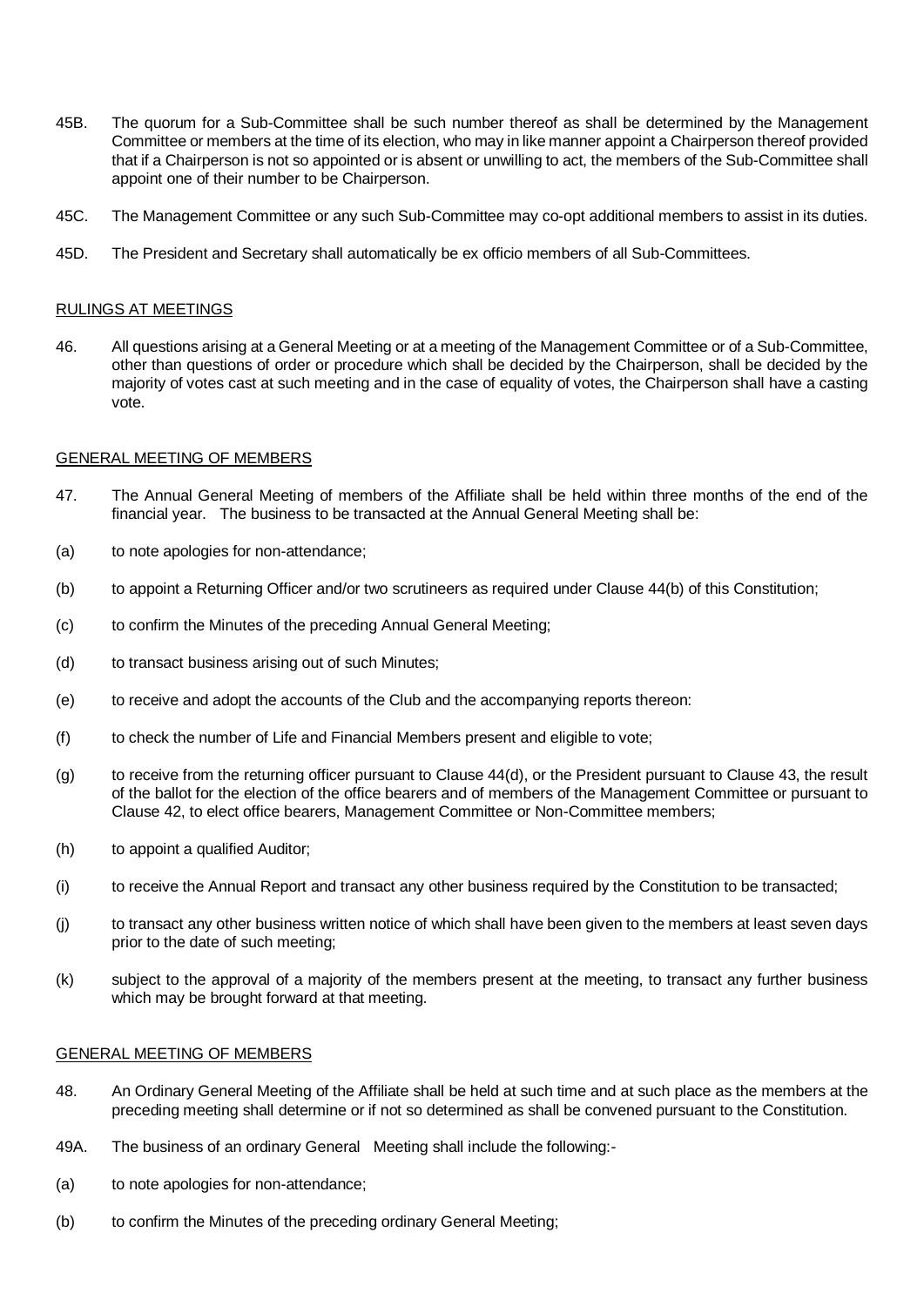45B. The quorum for a Sub-Committee shall be such number thereof as shall be determined by the Management Committee or members at the time of its election, who may in like manner appoint a Chairperson thereof provided that if a Chairperson is not so appointed or is absent or unwilling to act, the members of the Sub-Committee shall appoint one of their number to be Chairperson.

45C. The Management Committee or any such Sub-Committee may co-opt additional members to assist in its duties.

45D. The President and Secretary shall automatically be ex officio members of all Sub-Committees.

<u>RULINGS AT MEETINGS</u>

46. All questions arising at a General Meeting or at a meeting of the Management Committee or of a Sub-Committee, other than questions of order or procedure which shall be decided by the Chairperson, shall be decided by the majority of votes cast at such meeting and in the case of equality of votes, the Chairperson shall have a casting vote.

<u>GENERAL MEETING OF MEMBERS</u>

47. The Annual General Meeting of members of the Affiliate shall be held within three months of the end of the financial year. The business to be transacted at the Annual General Meeting shall be:

(a) to note apologies for non-attendance;

(b) to appoint a Returning Officer and/or two scrutineers as required under Clause 44(b) of this Constitution;

(c) to confirm the Minutes of the preceding Annual General Meeting;

(d) to transact business arising out of such Minutes;

(e) to receive and adopt the accounts of the Club and the accompanying reports thereon:

(f) to check the number of Life and Financial Members present and eligible to vote;

(g) to receive from the returning officer pursuant to Clause 44(d), or the President pursuant to Clause 43, the result of the ballot for the election of the office bearers and of members of the Management Committee or pursuant to Clause 42, to elect office bearers, Management Committee or Non-Committee members;

(h) to appoint a qualified Auditor;

(i) to receive the Annual Report and transact any other business required by the Constitution to be transacted;

(j) to transact any other business written notice of which shall have been given to the members at least seven days prior to the date of such meeting;

(k) subject to the approval of a majority of the members present at the meeting, to transact any further business which may be brought forward at that meeting.

<u>GENERAL MEETING OF MEMBERS</u>

48. An Ordinary General Meeting of the Affiliate shall be held at such time and at such place as the members at the preceding meeting shall determine or if not so determined as shall be convened pursuant to the Constitution.

49A. The business of an ordinary General Meeting shall include the following:-

(a) to note apologies for non-attendance;

(b) to confirm the Minutes of the preceding ordinary General Meeting;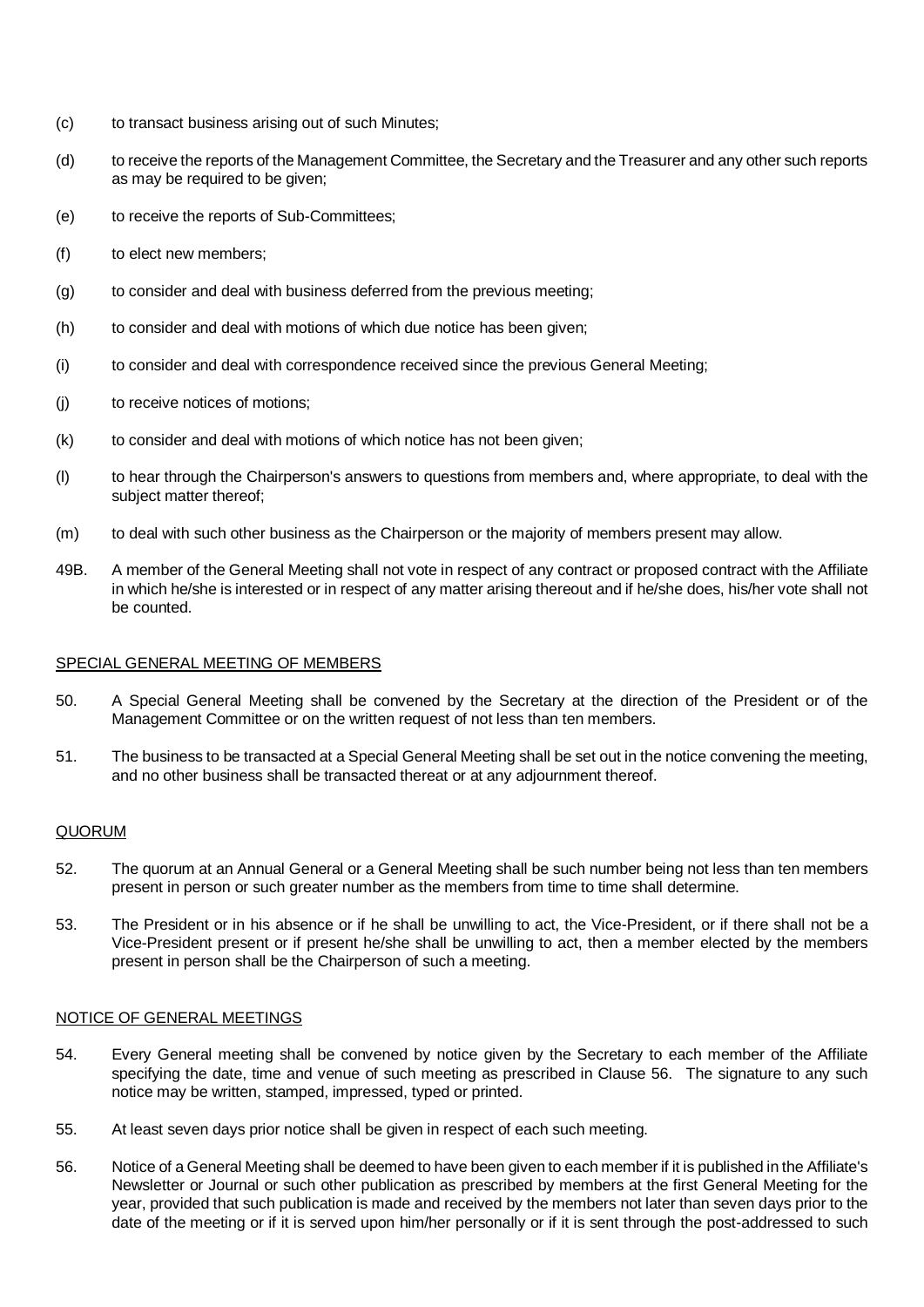(c) to transact business arising out of such Minutes;

(d) to receive the reports of the Management Committee, the Secretary and the Treasurer and any other such reports as may be required to be given;

(e) to receive the reports of Sub-Committees;

(f) to elect new members;

(g) to consider and deal with business deferred from the previous meeting;

(h) to consider and deal with motions of which due notice has been given;

(i) to consider and deal with correspondence received since the previous General Meeting;

(j) to receive notices of motions;

(k) to consider and deal with motions of which notice has not been given;

(l) to hear through the Chairperson's answers to questions from members and, where appropriate, to deal with the subject matter thereof;

(m) to deal with such other business as the Chairperson or the majority of members present may allow.

49B. A member of the General Meeting shall not vote in respect of any contract or proposed contract with the Affiliate in which he/she is interested or in respect of any matter arising thereout and if he/she does, his/her vote shall not be counted.

## SPECIAL GENERAL MEETING OF MEMBERS

50. A Special General Meeting shall be convened by the Secretary at the direction of the President or of the Management Committee or on the written request of not less than ten members.

51. The business to be transacted at a Special General Meeting shall be set out in the notice convening the meeting, and no other business shall be transacted thereat or at any adjournment thereof.

## QUORUM

52. The quorum at an Annual General or a General Meeting shall be such number being not less than ten members present in person or such greater number as the members from time to time shall determine.

53. The President or in his absence or if he shall be unwilling to act, the Vice-President, or if there shall not be a Vice-President present or if present he/she shall be unwilling to act, then a member elected by the members present in person shall be the Chairperson of such a meeting.

## NOTICE OF GENERAL MEETINGS

54. Every General meeting shall be convened by notice given by the Secretary to each member of the Affiliate specifying the date, time and venue of such meeting as prescribed in Clause 56. The signature to any such notice may be written, stamped, impressed, typed or printed.

55. At least seven days prior notice shall be given in respect of each such meeting.

56. Notice of a General Meeting shall be deemed to have been given to each member if it is published in the Affiliate's Newsletter or Journal or such other publication as prescribed by members at the first General Meeting for the year, provided that such publication is made and received by the members not later than seven days prior to the date of the meeting or if it is served upon him/her personally or if it is sent through the post-addressed to such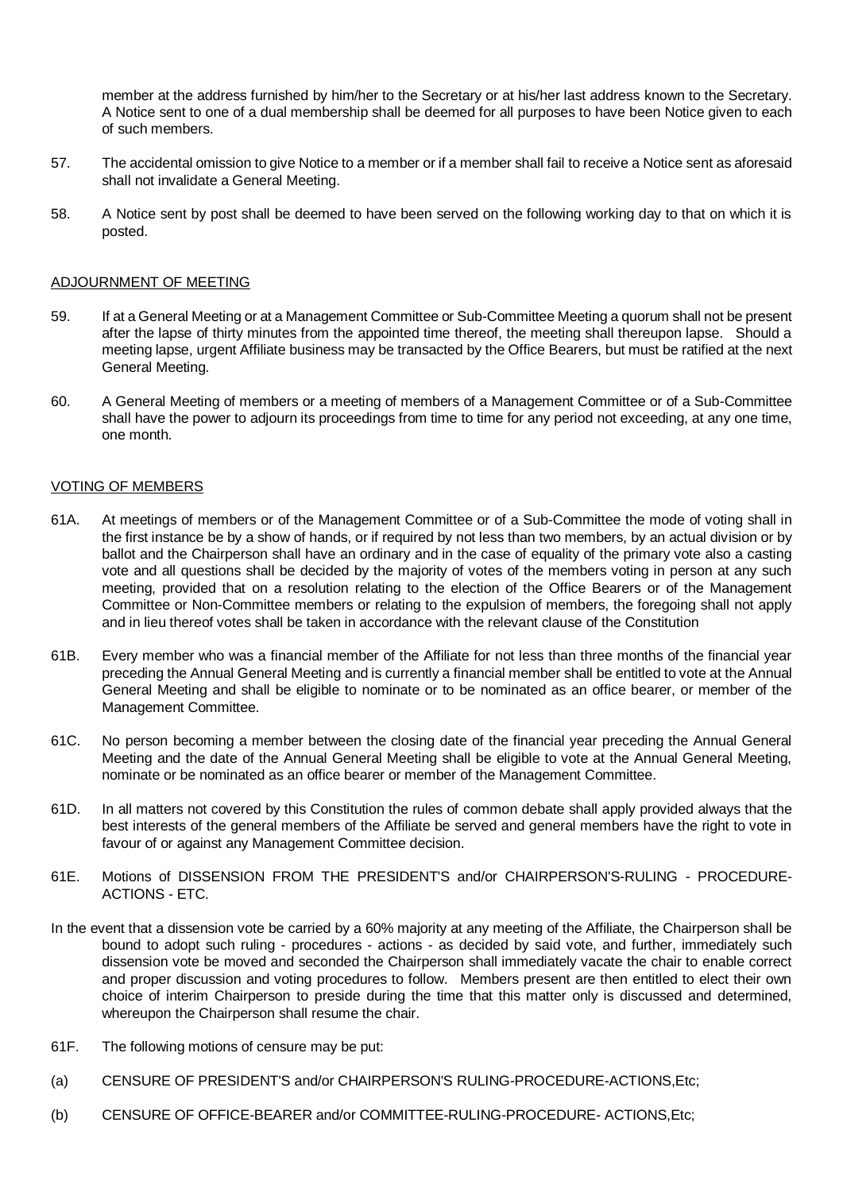member at the address furnished by him/her to the Secretary or at his/her last address known to the Secretary. A Notice sent to one of a dual membership shall be deemed for all purposes to have been Notice given to each of such members.

57. The accidental omission to give Notice to a member or if a member shall fail to receive a Notice sent as aforesaid shall not invalidate a General Meeting.

58. A Notice sent by post shall be deemed to have been served on the following working day to that on which it is posted.

## ADJOURNMENT OF MEETING

59. If at a General Meeting or at a Management Committee or Sub-Committee Meeting a quorum shall not be present after the lapse of thirty minutes from the appointed time thereof, the meeting shall thereupon lapse. Should a meeting lapse, urgent Affiliate business may be transacted by the Office Bearers, but must be ratified at the next General Meeting.

60. A General Meeting of members or a meeting of members of a Management Committee or of a Sub-Committee shall have the power to adjourn its proceedings from time to time for any period not exceeding, at any one time, one month.

## VOTING OF MEMBERS

61A. At meetings of members or of the Management Committee or of a Sub-Committee the mode of voting shall in the first instance be by a show of hands, or if required by not less than two members, by an actual division or by ballot and the Chairperson shall have an ordinary and in the case of equality of the primary vote also a casting vote and all questions shall be decided by the majority of votes of the members voting in person at any such meeting, provided that on a resolution relating to the election of the Office Bearers or of the Management Committee or Non-Committee members or relating to the expulsion of members, the foregoing shall not apply and in lieu thereof votes shall be taken in accordance with the relevant clause of the Constitution

61B. Every member who was a financial member of the Affiliate for not less than three months of the financial year preceding the Annual General Meeting and is currently a financial member shall be entitled to vote at the Annual General Meeting and shall be eligible to nominate or to be nominated as an office bearer, or member of the Management Committee.

61C. No person becoming a member between the closing date of the financial year preceding the Annual General Meeting and the date of the Annual General Meeting shall be eligible to vote at the Annual General Meeting, nominate or be nominated as an office bearer or member of the Management Committee.

61D. In all matters not covered by this Constitution the rules of common debate shall apply provided always that the best interests of the general members of the Affiliate be served and general members have the right to vote in favour of or against any Management Committee decision.

61E. Motions of DISSENSION FROM THE PRESIDENT'S and/or CHAIRPERSON'S-RULING - PROCEDURE-ACTIONS - ETC.

In the event that a dissension vote be carried by a 60% majority at any meeting of the Affiliate, the Chairperson shall be bound to adopt such ruling - procedures - actions - as decided by said vote, and further, immediately such dissension vote be moved and seconded the Chairperson shall immediately vacate the chair to enable correct and proper discussion and voting procedures to follow. Members present are then entitled to elect their own choice of interim Chairperson to preside during the time that this matter only is discussed and determined, whereupon the Chairperson shall resume the chair.

61F. The following motions of censure may be put:

(a) CENSURE OF PRESIDENT'S and/or CHAIRPERSON'S RULING-PROCEDURE-ACTIONS,Etc;

(b) CENSURE OF OFFICE-BEARER and/or COMMITTEE-RULING-PROCEDURE- ACTIONS,Etc;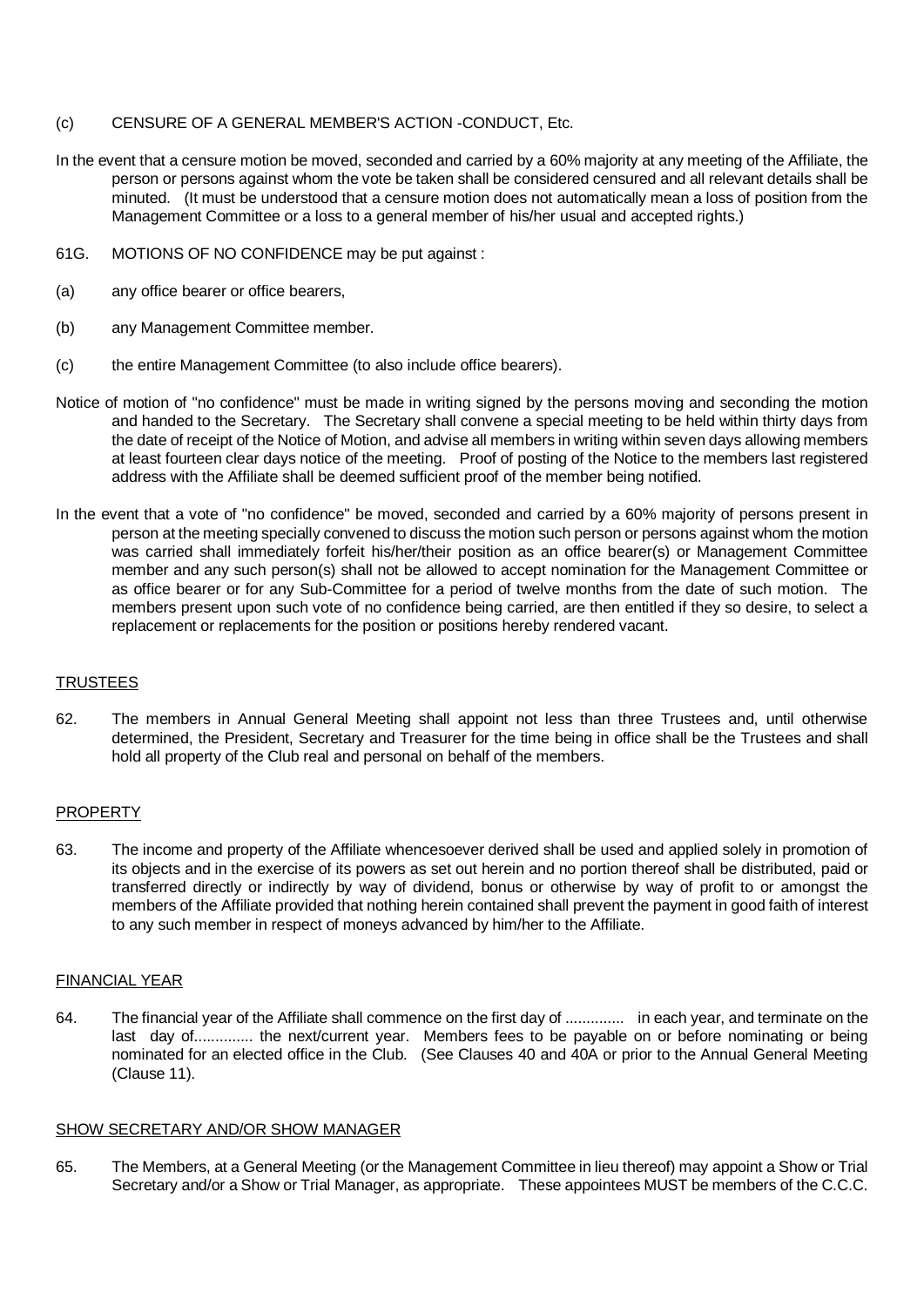(c) CENSURE OF A GENERAL MEMBER'S ACTION -CONDUCT, Etc.

In the event that a censure motion be moved, seconded and carried by a 60% majority at any meeting of the Affiliate, the person or persons against whom the vote be taken shall be considered censured and all relevant details shall be minuted. (It must be understood that a censure motion does not automatically mean a loss of position from the Management Committee or a loss to a general member of his/her usual and accepted rights.)

61G. MOTIONS OF NO CONFIDENCE may be put against :

(a) any office bearer or office bearers,

(b) any Management Committee member.

(c) the entire Management Committee (to also include office bearers).

Notice of motion of "no confidence" must be made in writing signed by the persons moving and seconding the motion and handed to the Secretary. The Secretary shall convene a special meeting to be held within thirty days from the date of receipt of the Notice of Motion, and advise all members in writing within seven days allowing members at least fourteen clear days notice of the meeting. Proof of posting of the Notice to the members last registered address with the Affiliate shall be deemed sufficient proof of the member being notified.

In the event that a vote of "no confidence" be moved, seconded and carried by a 60% majority of persons present in person at the meeting specially convened to discuss the motion such person or persons against whom the motion was carried shall immediately forfeit his/her/their position as an office bearer(s) or Management Committee member and any such person(s) shall not be allowed to accept nomination for the Management Committee or as office bearer or for any Sub-Committee for a period of twelve months from the date of such motion. The members present upon such vote of no confidence being carried, are then entitled if they so desire, to select a replacement or replacements for the position or positions hereby rendered vacant.

## TRUSTEES

62. The members in Annual General Meeting shall appoint not less than three Trustees and, until otherwise determined, the President, Secretary and Treasurer for the time being in office shall be the Trustees and shall hold all property of the Club real and personal on behalf of the members.

## PROPERTY

63. The income and property of the Affiliate whencesoever derived shall be used and applied solely in promotion of its objects and in the exercise of its powers as set out herein and no portion thereof shall be distributed, paid or transferred directly or indirectly by way of dividend, bonus or otherwise by way of profit to or amongst the members of the Affiliate provided that nothing herein contained shall prevent the payment in good faith of interest to any such member in respect of moneys advanced by him/her to the Affiliate.

## FINANCIAL YEAR

64. The financial year of the Affiliate shall commence on the first day of .............. in each year, and terminate on the last day of.............. the next/current year. Members fees to be payable on or before nominating or being nominated for an elected office in the Club. (See Clauses 40 and 40A or prior to the Annual General Meeting (Clause 11).

## SHOW SECRETARY AND/OR SHOW MANAGER

65. The Members, at a General Meeting (or the Management Committee in lieu thereof) may appoint a Show or Trial Secretary and/or a Show or Trial Manager, as appropriate. These appointees MUST be members of the C.C.C.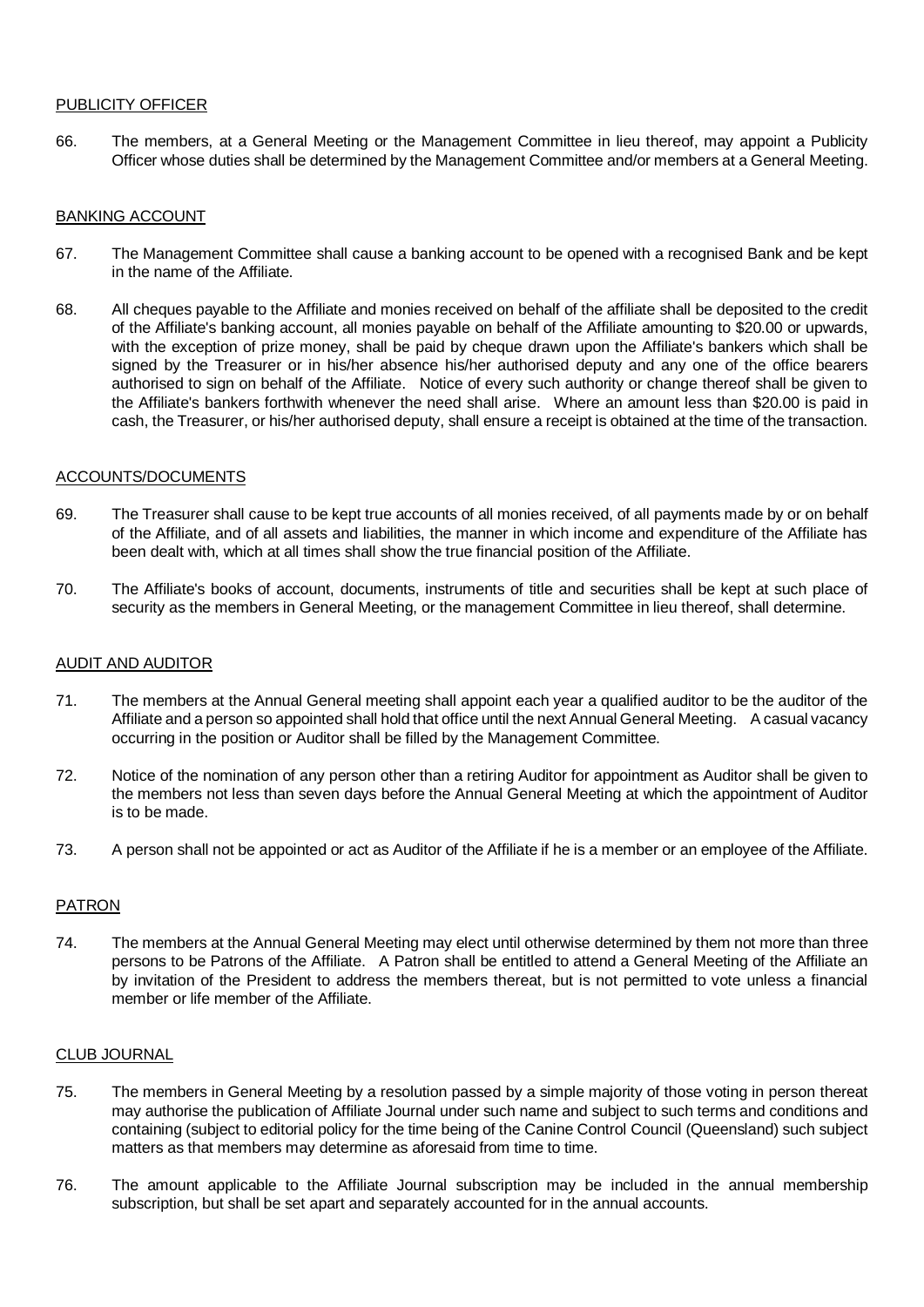<u>PUBLICITY OFFICER</u>

66. The members, at a General Meeting or the Management Committee in lieu thereof, may appoint a Publicity Officer whose duties shall be determined by the Management Committee and/or members at a General Meeting.

<u>BANKING ACCOUNT</u>

67. The Management Committee shall cause a banking account to be opened with a recognised Bank and be kept in the name of the Affiliate.

68. All cheques payable to the Affiliate and monies received on behalf of the affiliate shall be deposited to the credit of the Affiliate's banking account, all monies payable on behalf of the Affiliate amounting to $20.00 or upwards, with the exception of prize money, shall be paid by cheque drawn upon the Affiliate's bankers which shall be signed by the Treasurer or in his/her absence his/her authorised deputy and any one of the office bearers authorised to sign on behalf of the Affiliate. Notice of every such authority or change thereof shall be given to the Affiliate's bankers forthwith whenever the need shall arise. Where an amount less than $20.00 is paid in cash, the Treasurer, or his/her authorised deputy, shall ensure a receipt is obtained at the time of the transaction.

<u>ACCOUNTS/DOCUMENTS</u>

69. The Treasurer shall cause to be kept true accounts of all monies received, of all payments made by or on behalf of the Affiliate, and of all assets and liabilities, the manner in which income and expenditure of the Affiliate has been dealt with, which at all times shall show the true financial position of the Affiliate.

70. The Affiliate's books of account, documents, instruments of title and securities shall be kept at such place of security as the members in General Meeting, or the management Committee in lieu thereof, shall determine.

<u>AUDIT AND AUDITOR</u>

71. The members at the Annual General meeting shall appoint each year a qualified auditor to be the auditor of the Affiliate and a person so appointed shall hold that office until the next Annual General Meeting. A casual vacancy occurring in the position or Auditor shall be filled by the Management Committee.

72. Notice of the nomination of any person other than a retiring Auditor for appointment as Auditor shall be given to the members not less than seven days before the Annual General Meeting at which the appointment of Auditor is to be made.

73. A person shall not be appointed or act as Auditor of the Affiliate if he is a member or an employee of the Affiliate.

<u>PATRON</u>

74. The members at the Annual General Meeting may elect until otherwise determined by them not more than three persons to be Patrons of the Affiliate. A Patron shall be entitled to attend a General Meeting of the Affiliate an by invitation of the President to address the members thereat, but is not permitted to vote unless a financial member or life member of the Affiliate.

<u>CLUB JOURNAL</u>

75. The members in General Meeting by a resolution passed by a simple majority of those voting in person thereat may authorise the publication of Affiliate Journal under such name and subject to such terms and conditions and containing (subject to editorial policy for the time being of the Canine Control Council (Queensland) such subject matters as that members may determine as aforesaid from time to time.

76. The amount applicable to the Affiliate Journal subscription may be included in the annual membership subscription, but shall be set apart and separately accounted for in the annual accounts.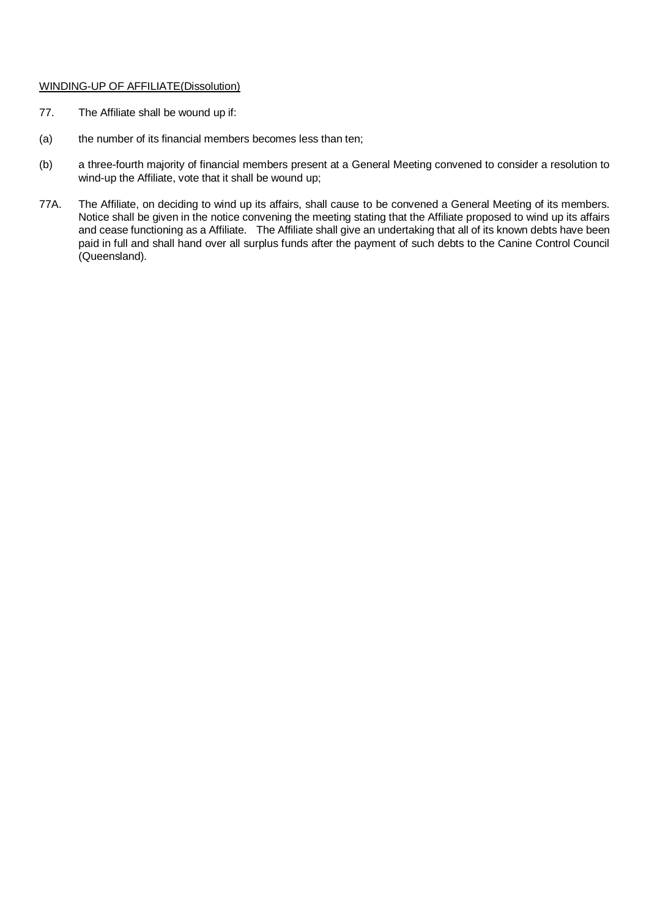<u>WINDING-UP OF AFFILIATE(Dissolution)</u>

77. The Affiliate shall be wound up if:

(a) the number of its financial members becomes less than ten;

(b) a three-fourth majority of financial members present at a General Meeting convened to consider a resolution to wind-up the Affiliate, vote that it shall be wound up;

77A. The Affiliate, on deciding to wind up its affairs, shall cause to be convened a General Meeting of its members. Notice shall be given in the notice convening the meeting stating that the Affiliate proposed to wind up its affairs and cease functioning as a Affiliate. The Affiliate shall give an undertaking that all of its known debts have been paid in full and shall hand over all surplus funds after the payment of such debts to the Canine Control Council (Queensland).